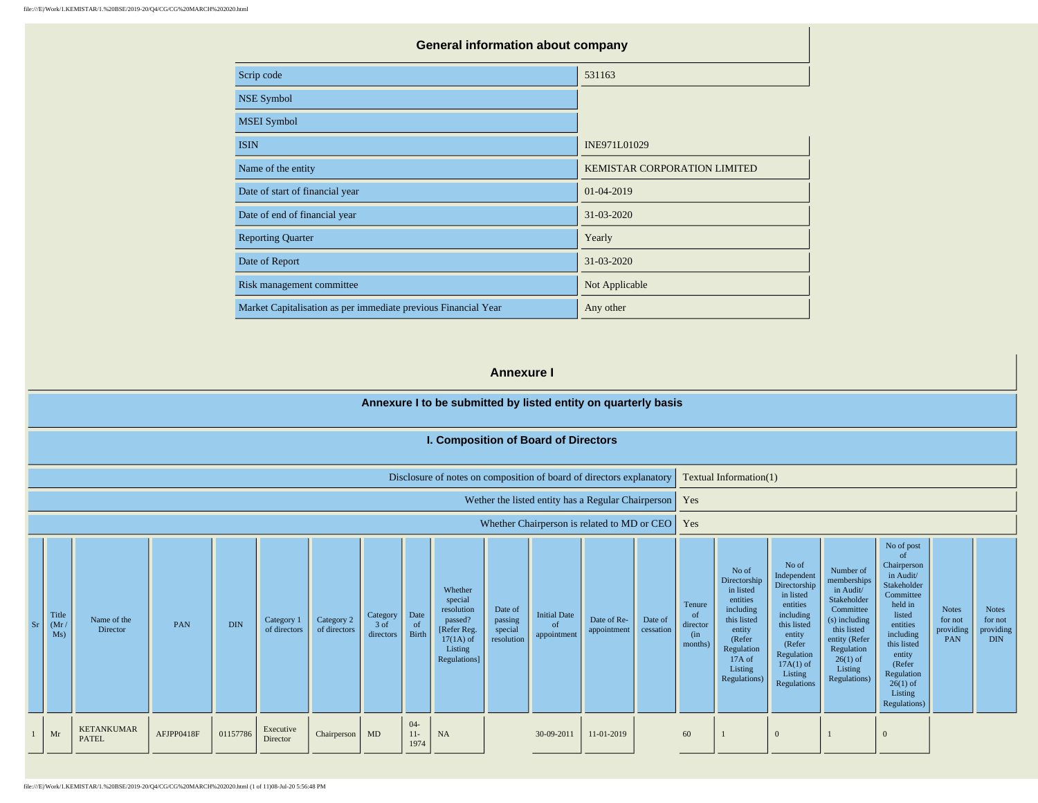## General information about company

| | |
|---|---|
| Scrip code | 531163 |
| NSE Symbol | |
| MSEI Symbol | |
| ISIN | INE971L01029 |
| Name of the entity | KEMISTAR CORPORATION LIMITED |
| Date of start of financial year | 01-04-2019 |
| Date of end of financial year | 31-03-2020 |
| Reporting Quarter | Yearly |
| Date of Report | 31-03-2020 |
| Risk management committee | Not Applicable |
| Market Capitalisation as per immediate previous Financial Year | Any other |

## Annexure I

### Annexure I to be submitted by listed entity on quarterly basis

### I. Composition of Board of Directors

| | |
|---|---|
| Disclosure of notes on composition of board of directors explanatory | Textual Information(1) |
| Wether the listed entity has a Regular Chairperson | Yes |
| Whether Chairperson is related to MD or CEO | Yes |

| Sr | Title (Mr / Ms) | Name of the Director | PAN | DIN | Category 1 of directors | Category 2 of directors | Category 3 of directors | Date of Birth | Whether special resolution passed? [Refer Reg. 17(1A) of Listing Regulations] | Date of passing special resolution | Initial Date of appointment | Date of Re-appointment | Date of cessation | Tenure of director (in months) | No of Directorship in listed entities including this listed entity (Refer Regulation 17A of Listing Regulations) | No of Independent Directorship in listed entities including this listed entity (Refer Regulation 17A(1) of Listing Regulations | Number of memberships in Audit/ Stakeholder Committee (s) including this listed entity (Refer Regulation 26(1) of Listing Regulations) | No of post of Chairperson in Audit/ Stakeholder Committee held in listed entities including this listed entity (Refer Regulation 26(1) of Listing Regulations) | Notes for not providing PAN | Notes for not providing DIN |
|---|---|---|---|---|---|---|---|---|---|---|---|---|---|---|---|---|---|---|---|---|
| 1 | Mr | KETANKUMAR PATEL | AFJPP0418F | 01157786 | Executive Director | Chairperson | MD | 04-11-1974 | NA | | 30-09-2011 | 11-01-2019 | | 60 | 1 | 0 | 1 | 0 | | |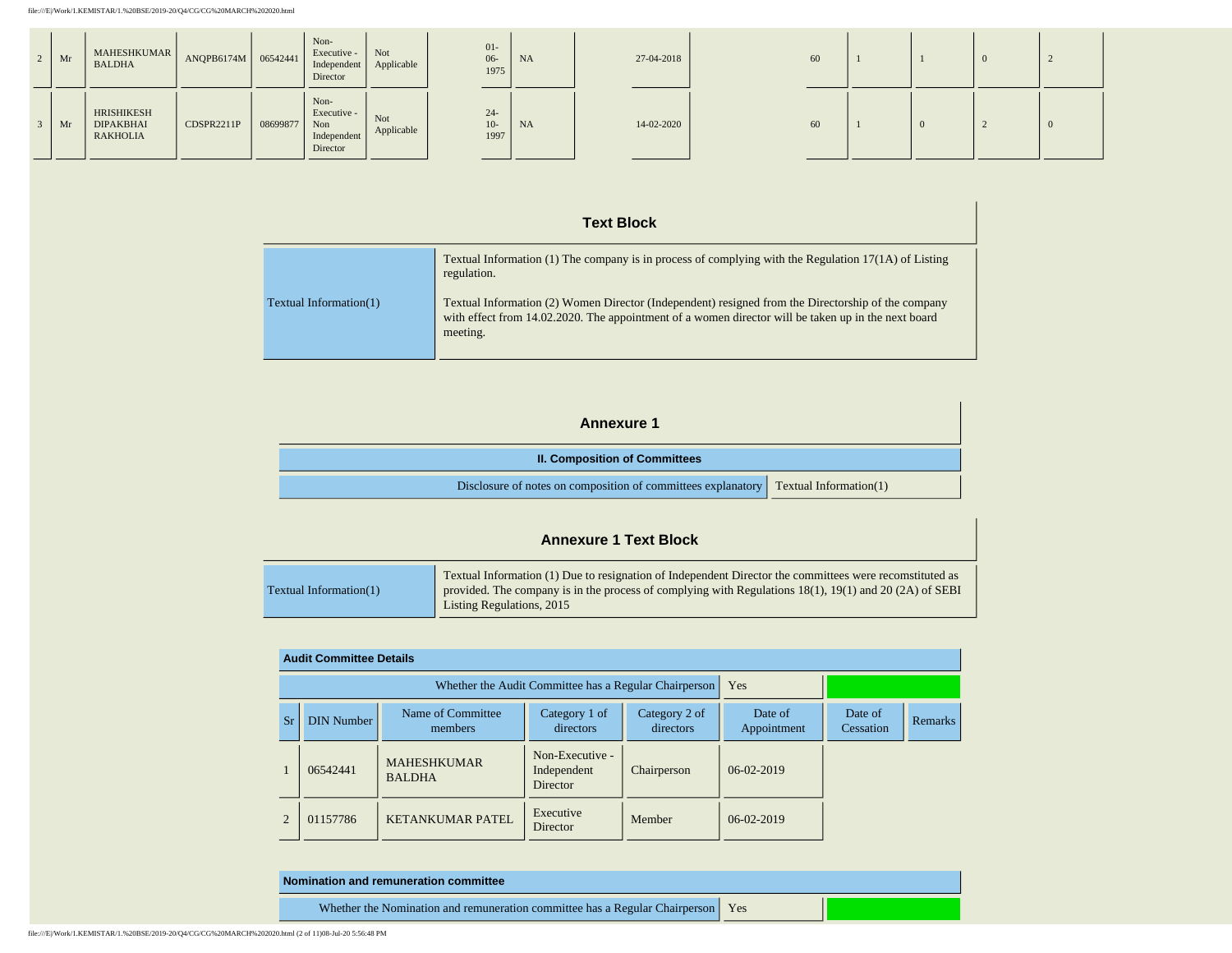| | | | | | | | | | | | | | | | |
|---|---|---|---|---|---|---|---|---|---|---|---|---|---|---|---|
| 2 | Mr | MAHESHKUMAR BALDHA | ANQPB6174M | 06542441 | Non-Executive - Independent Director | Not Applicable | | 01-06-1975 | NA | 27-04-2018 | | 60 | 1 | 1 | 0 | 2 |
| 3 | Mr | HRISHIKESH DIPAKBHAI RAKHOLIA | CDSPR2211P | 08699877 | Non-Executive - Non Independent Director | Not Applicable | | 24-10-1997 | NA | 14-02-2020 | | 60 | 1 | 0 | 2 | 0 |

## Text Block

| | |
|---|---|
| Textual Information(1) | Textual Information (1) The company is in process of complying with the Regulation 17(1A) of Listing regulation.<br><br>Textual Information (2) Women Director (Independent) resigned from the Directorship of the company with effect from 14.02.2020. The appointment of a women director will be taken up in the next board meeting. |

## Annexure 1

| II. Composition of Committees | |
|---|---|
| Disclosure of notes on composition of committees explanatory | Textual Information(1) |

## Annexure 1 Text Block

| | |
|---|---|
| Textual Information(1) | Textual Information (1) Due to resignation of Independent Director the committees were recomstituted as provided. The company is in the process of complying with Regulations 18(1), 19(1) and 20 (2A) of SEBI Listing Regulations, 2015 |

**Audit Committee Details**

Whether the Audit Committee has a Regular Chairperson: Yes

| Sr | DIN Number | Name of Committee members | Category 1 of directors | Category 2 of directors | Date of Appointment | Date of Cessation | Remarks |
|---|---|---|---|---|---|---|---|
| 1 | 06542441 | MAHESHKUMAR BALDHA | Non-Executive - Independent Director | Chairperson | 06-02-2019 | | |
| 2 | 01157786 | KETANKUMAR PATEL | Executive Director | Member | 06-02-2019 | | |

**Nomination and remuneration committee**

Whether the Nomination and remuneration committee has a Regular Chairperson: Yes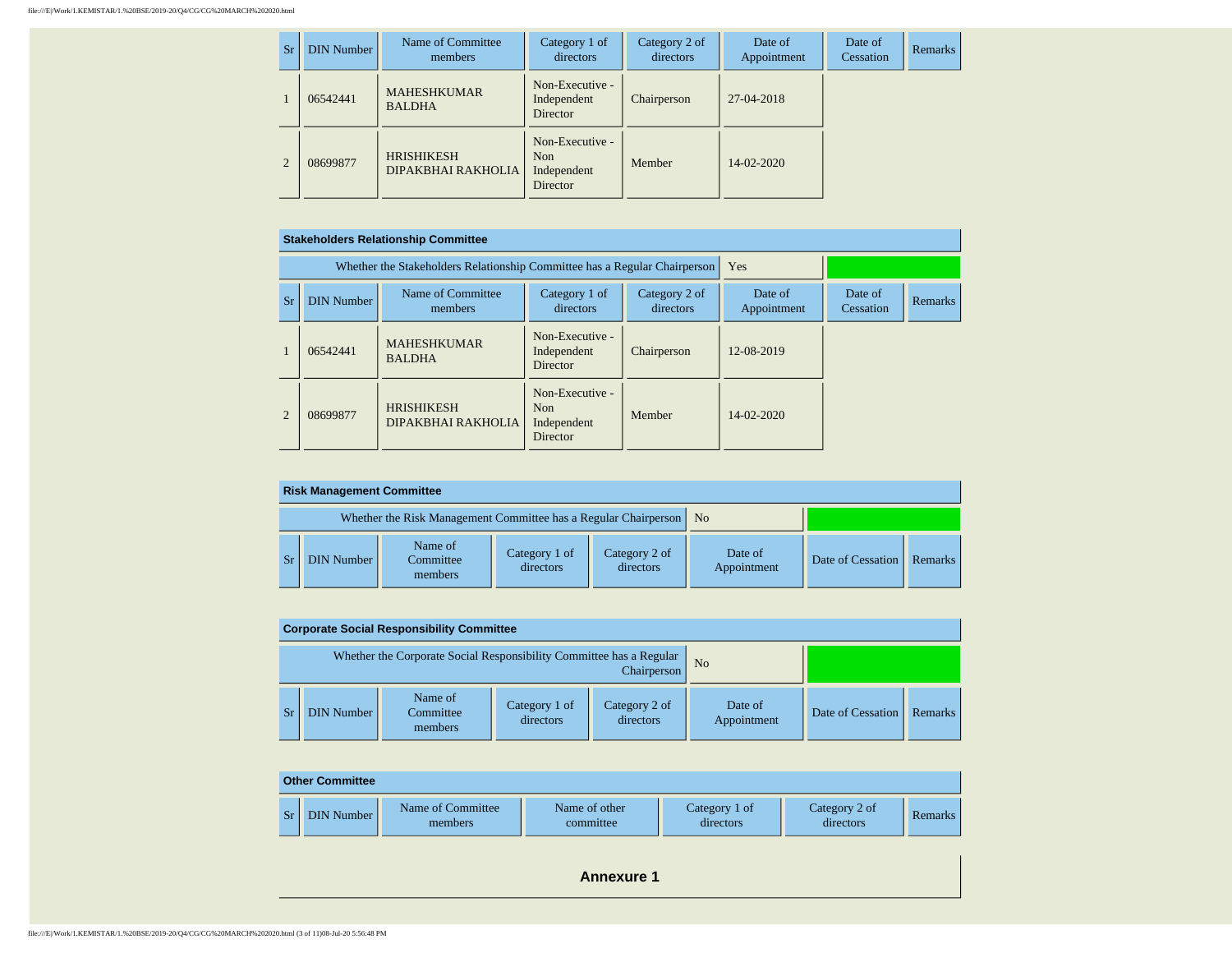| Sr | DIN Number | Name of Committee members | Category 1 of directors | Category 2 of directors | Date of Appointment | Date of Cessation | Remarks |
|---|---|---|---|---|---|---|---|
| 1 | 06542441 | MAHESHKUMAR BALDHA | Non-Executive - Independent Director | Chairperson | 27-04-2018 | | |
| 2 | 08699877 | HRISHIKESH DIPAKBHAI RAKHOLIA | Non-Executive - Non Independent Director | Member | 14-02-2020 | | |

**Stakeholders Relationship Committee**

| Whether the Stakeholders Relationship Committee has a Regular Chairperson | Yes |
|---|---|

| Sr | DIN Number | Name of Committee members | Category 1 of directors | Category 2 of directors | Date of Appointment | Date of Cessation | Remarks |
|---|---|---|---|---|---|---|---|
| 1 | 06542441 | MAHESHKUMAR BALDHA | Non-Executive - Independent Director | Chairperson | 12-08-2019 | | |
| 2 | 08699877 | HRISHIKESH DIPAKBHAI RAKHOLIA | Non-Executive - Non Independent Director | Member | 14-02-2020 | | |

**Risk Management Committee**

| Whether the Risk Management Committee has a Regular Chairperson | No |
|---|---|

| Sr | DIN Number | Name of Committee members | Category 1 of directors | Category 2 of directors | Date of Appointment | Date of Cessation | Remarks |
|---|---|---|---|---|---|---|---|

**Corporate Social Responsibility Committee**

| Whether the Corporate Social Responsibility Committee has a Regular Chairperson | No |
|---|---|

| Sr | DIN Number | Name of Committee members | Category 1 of directors | Category 2 of directors | Date of Appointment | Date of Cessation | Remarks |
|---|---|---|---|---|---|---|---|

**Other Committee**

| Sr | DIN Number | Name of Committee members | Name of other committee | Category 1 of directors | Category 2 of directors | Remarks |
|---|---|---|---|---|---|---|

## Annexure 1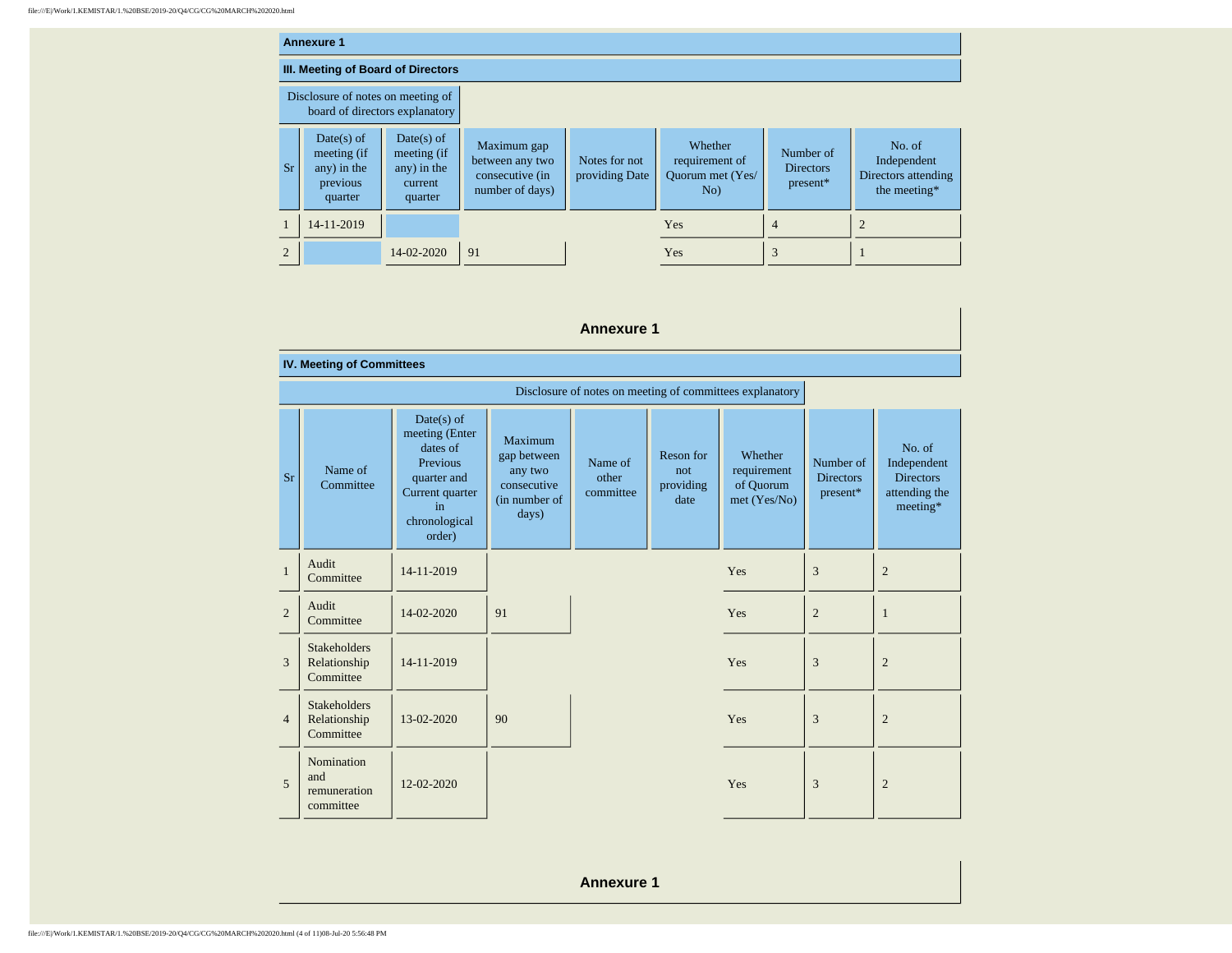## Annexure 1

### III. Meeting of Board of Directors

Disclosure of notes on meeting of board of directors explanatory

| Sr | Date(s) of meeting (if any) in the previous quarter | Date(s) of meeting (if any) in the current quarter | Maximum gap between any two consecutive (in number of days) | Notes for not providing Date | Whether requirement of Quorum met (Yes/No) | Number of Directors present* | No. of Independent Directors attending the meeting* |
|---|---|---|---|---|---|---|---|
| 1 | 14-11-2019 | | | | Yes | 4 | 2 |
| 2 | | 14-02-2020 | 91 | | Yes | 3 | 1 |

## Annexure 1

### IV. Meeting of Committees

Disclosure of notes on meeting of committees explanatory

| Sr | Name of Committee | Date(s) of meeting (Enter dates of Previous quarter and Current quarter in chronological order) | Maximum gap between any two consecutive (in number of days) | Name of other committee | Reson for not providing date | Whether requirement of Quorum met (Yes/No) | Number of Directors present* | No. of Independent Directors attending the meeting* |
|---|---|---|---|---|---|---|---|---|
| 1 | Audit Committee | 14-11-2019 | | | | Yes | 3 | 2 |
| 2 | Audit Committee | 14-02-2020 | 91 | | | Yes | 2 | 1 |
| 3 | Stakeholders Relationship Committee | 14-11-2019 | | | | Yes | 3 | 2 |
| 4 | Stakeholders Relationship Committee | 13-02-2020 | 90 | | | Yes | 3 | 2 |
| 5 | Nomination and remuneration committee | 12-02-2020 | | | | Yes | 3 | 2 |

## Annexure 1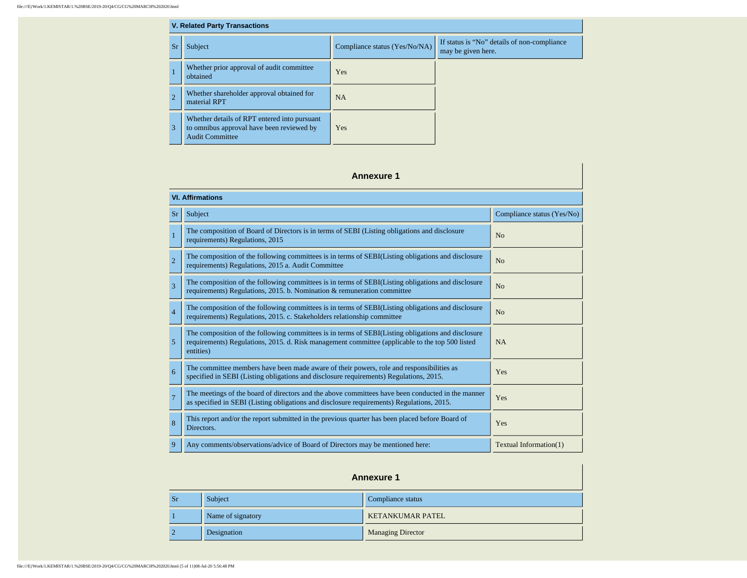| V. Related Party Transactions | | | |
|---|---|---|---|
| Sr | Subject | Compliance status (Yes/No/NA) | If status is "No" details of non-compliance may be given here. |
| 1 | Whether prior approval of audit committee obtained | Yes | |
| 2 | Whether shareholder approval obtained for material RPT | NA | |
| 3 | Whether details of RPT entered into pursuant to omnibus approval have been reviewed by Audit Committee | Yes | |

## Annexure 1

| VI. Affirmations | | |
|---|---|---|
| Sr | Subject | Compliance status (Yes/No) |
| 1 | The composition of Board of Directors is in terms of SEBI (Listing obligations and disclosure requirements) Regulations, 2015 | No |
| 2 | The composition of the following committees is in terms of SEBI(Listing obligations and disclosure requirements) Regulations, 2015 a. Audit Committee | No |
| 3 | The composition of the following committees is in terms of SEBI(Listing obligations and disclosure requirements) Regulations, 2015. b. Nomination & remuneration committee | No |
| 4 | The composition of the following committees is in terms of SEBI(Listing obligations and disclosure requirements) Regulations, 2015. c. Stakeholders relationship committee | No |
| 5 | The composition of the following committees is in terms of SEBI(Listing obligations and disclosure requirements) Regulations, 2015. d. Risk management committee (applicable to the top 500 listed entities) | NA |
| 6 | The committee members have been made aware of their powers, role and responsibilities as specified in SEBI (Listing obligations and disclosure requirements) Regulations, 2015. | Yes |
| 7 | The meetings of the board of directors and the above committees have been conducted in the manner as specified in SEBI (Listing obligations and disclosure requirements) Regulations, 2015. | Yes |
| 8 | This report and/or the report submitted in the previous quarter has been placed before Board of Directors. | Yes |
| 9 | Any comments/observations/advice of Board of Directors may be mentioned here: | Textual Information(1) |

## Annexure 1

| Sr | Subject | Compliance status |
|---|---|---|
| 1 | Name of signatory | KETANKUMAR PATEL |
| 2 | Designation | Managing Director |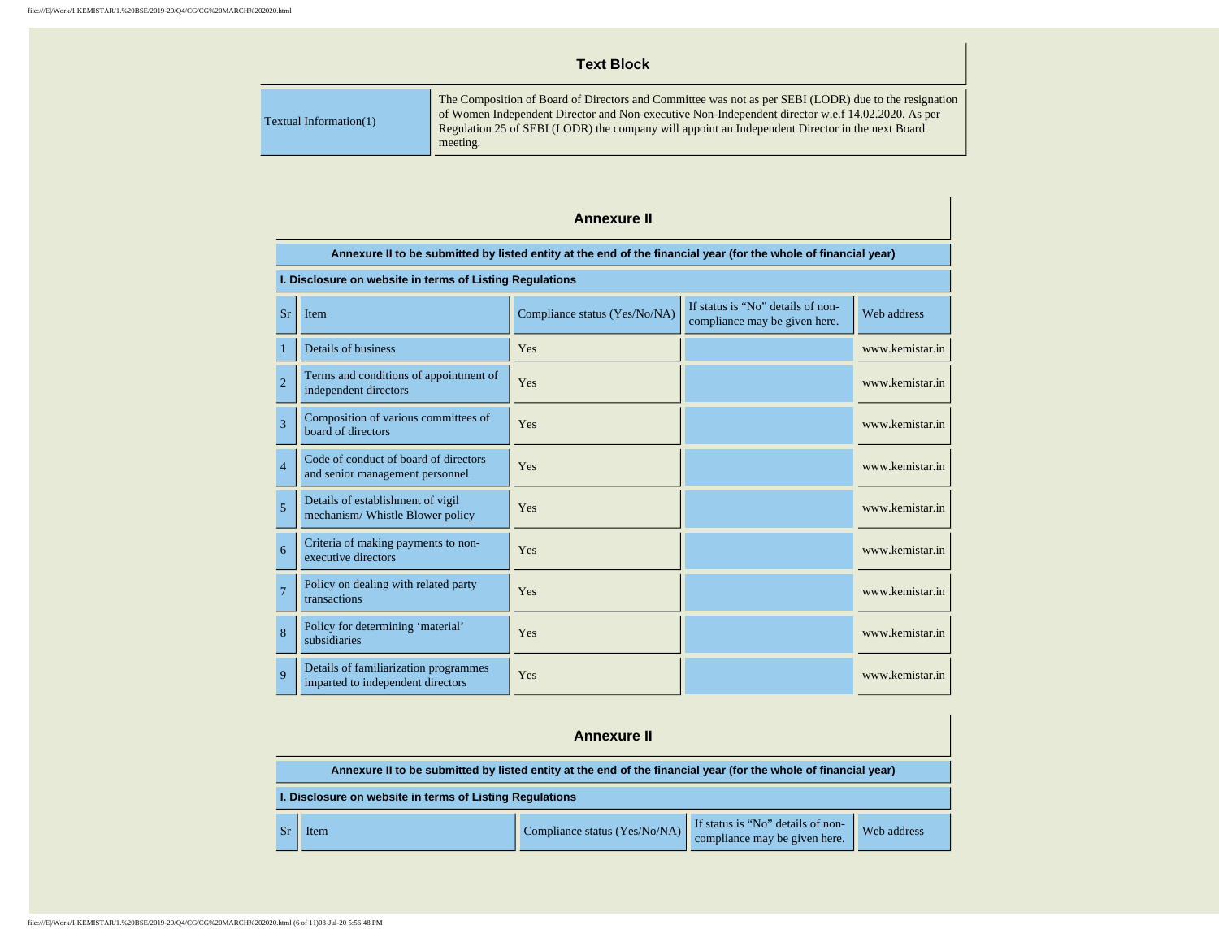## Text Block

| | |
|---|---|
| Textual Information(1) | The Composition of Board of Directors and Committee was not as per SEBI (LODR) due to the resignation of Women Independent Director and Non-executive Non-Independent director w.e.f 14.02.2020. As per Regulation 25 of SEBI (LODR) the company will appoint an Independent Director in the next Board meeting. |

## Annexure II

**Annexure II to be submitted by listed entity at the end of the financial year (for the whole of financial year)**

**I. Disclosure on website in terms of Listing Regulations**

| Sr | Item | Compliance status (Yes/No/NA) | If status is "No" details of non-compliance may be given here. | Web address |
|---|---|---|---|---|
| 1 | Details of business | Yes | | www.kemistar.in |
| 2 | Terms and conditions of appointment of independent directors | Yes | | www.kemistar.in |
| 3 | Composition of various committees of board of directors | Yes | | www.kemistar.in |
| 4 | Code of conduct of board of directors and senior management personnel | Yes | | www.kemistar.in |
| 5 | Details of establishment of vigil mechanism/ Whistle Blower policy | Yes | | www.kemistar.in |
| 6 | Criteria of making payments to non-executive directors | Yes | | www.kemistar.in |
| 7 | Policy on dealing with related party transactions | Yes | | www.kemistar.in |
| 8 | Policy for determining 'material' subsidiaries | Yes | | www.kemistar.in |
| 9 | Details of familiarization programmes imparted to independent directors | Yes | | www.kemistar.in |

## Annexure II

**Annexure II to be submitted by listed entity at the end of the financial year (for the whole of financial year)**

**I. Disclosure on website in terms of Listing Regulations**

| Sr | Item | Compliance status (Yes/No/NA) | If status is "No" details of non-compliance may be given here. | Web address |
|---|---|---|---|---|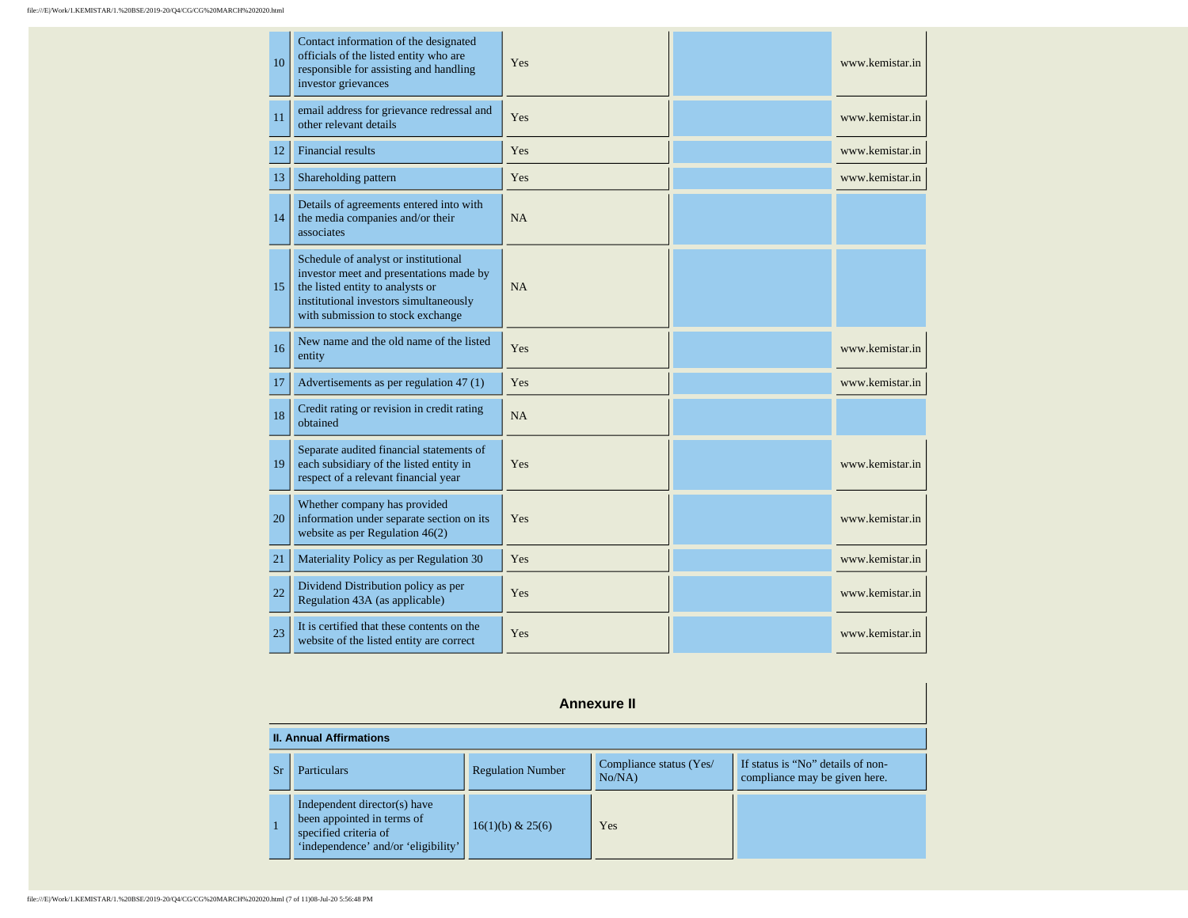| | | | | |
|---|---|---|---|---|
| 10 | Contact information of the designated officials of the listed entity who are responsible for assisting and handling investor grievances | Yes | | www.kemistar.in |
| 11 | email address for grievance redressal and other relevant details | Yes | | www.kemistar.in |
| 12 | Financial results | Yes | | www.kemistar.in |
| 13 | Shareholding pattern | Yes | | www.kemistar.in |
| 14 | Details of agreements entered into with the media companies and/or their associates | NA | | |
| 15 | Schedule of analyst or institutional investor meet and presentations made by the listed entity to analysts or institutional investors simultaneously with submission to stock exchange | NA | | |
| 16 | New name and the old name of the listed entity | Yes | | www.kemistar.in |
| 17 | Advertisements as per regulation 47 (1) | Yes | | www.kemistar.in |
| 18 | Credit rating or revision in credit rating obtained | NA | | |
| 19 | Separate audited financial statements of each subsidiary of the listed entity in respect of a relevant financial year | Yes | | www.kemistar.in |
| 20 | Whether company has provided information under separate section on its website as per Regulation 46(2) | Yes | | www.kemistar.in |
| 21 | Materiality Policy as per Regulation 30 | Yes | | www.kemistar.in |
| 22 | Dividend Distribution policy as per Regulation 43A (as applicable) | Yes | | www.kemistar.in |
| 23 | It is certified that these contents on the website of the listed entity are correct | Yes | | www.kemistar.in |

## Annexure II

**II. Annual Affirmations**

| Sr | Particulars | Regulation Number | Compliance status (Yes/ No/NA) | If status is "No" details of non-compliance may be given here. |
|---|---|---|---|---|
| 1 | Independent director(s) have been appointed in terms of specified criteria of 'independence' and/or 'eligibility' | 16(1)(b) & 25(6) | Yes | |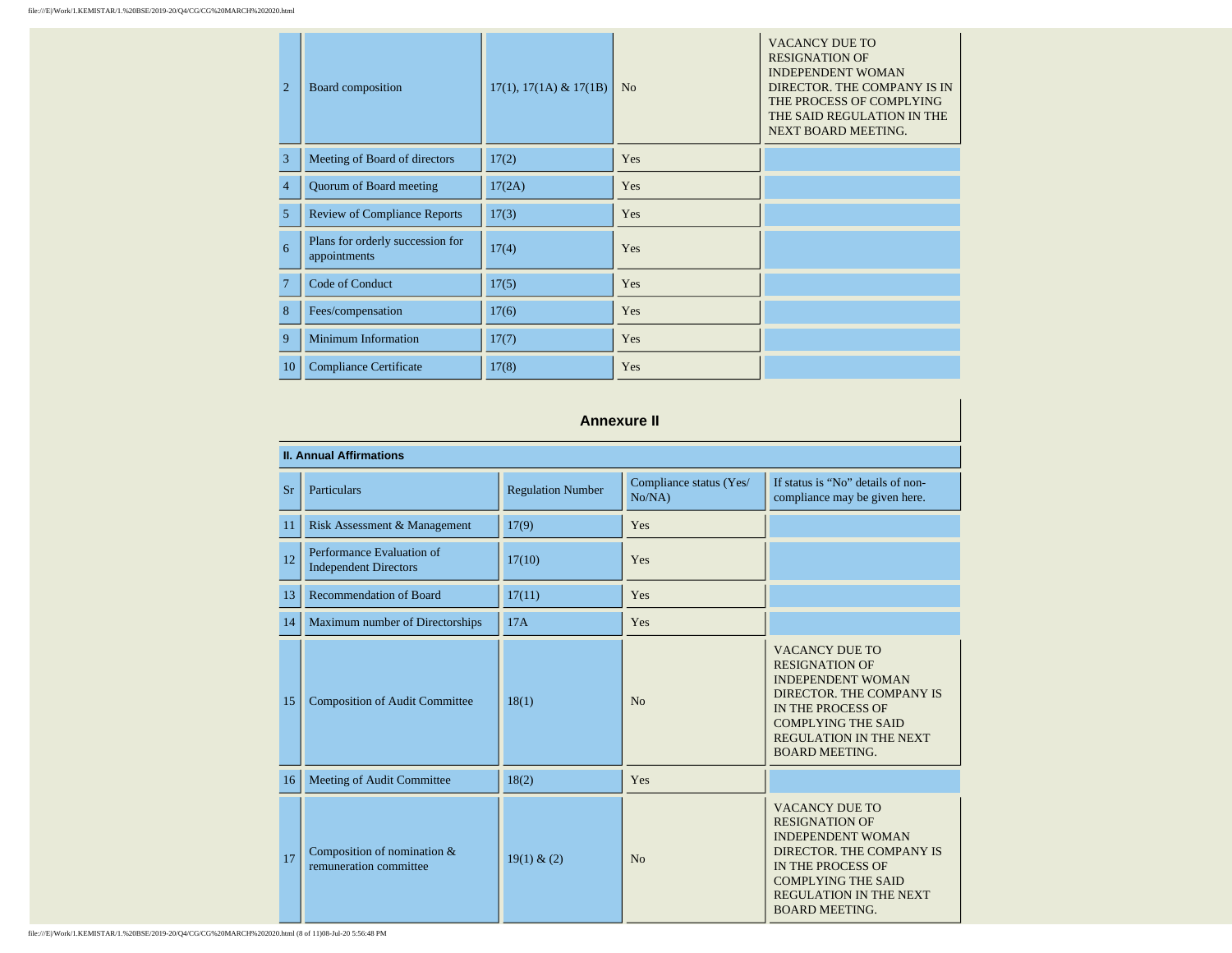| 2 | Board composition | 17(1), 17(1A) & 17(1B) | No | VACANCY DUE TO RESIGNATION OF INDEPENDENT WOMAN DIRECTOR. THE COMPANY IS IN THE PROCESS OF COMPLYING THE SAID REGULATION IN THE NEXT BOARD MEETING. |
|---|---|---|---|---|
| 3 | Meeting of Board of directors | 17(2) | Yes | |
| 4 | Quorum of Board meeting | 17(2A) | Yes | |
| 5 | Review of Compliance Reports | 17(3) | Yes | |
| 6 | Plans for orderly succession for appointments | 17(4) | Yes | |
| 7 | Code of Conduct | 17(5) | Yes | |
| 8 | Fees/compensation | 17(6) | Yes | |
| 9 | Minimum Information | 17(7) | Yes | |
| 10 | Compliance Certificate | 17(8) | Yes | |

## Annexure II

**II. Annual Affirmations**

| Sr | Particulars | Regulation Number | Compliance status (Yes/ No/NA) | If status is "No" details of non-compliance may be given here. |
|---|---|---|---|---|
| 11 | Risk Assessment & Management | 17(9) | Yes | |
| 12 | Performance Evaluation of Independent Directors | 17(10) | Yes | |
| 13 | Recommendation of Board | 17(11) | Yes | |
| 14 | Maximum number of Directorships | 17A | Yes | |
| 15 | Composition of Audit Committee | 18(1) | No | VACANCY DUE TO RESIGNATION OF INDEPENDENT WOMAN DIRECTOR. THE COMPANY IS IN THE PROCESS OF COMPLYING THE SAID REGULATION IN THE NEXT BOARD MEETING. |
| 16 | Meeting of Audit Committee | 18(2) | Yes | |
| 17 | Composition of nomination & remuneration committee | 19(1) & (2) | No | VACANCY DUE TO RESIGNATION OF INDEPENDENT WOMAN DIRECTOR. THE COMPANY IS IN THE PROCESS OF COMPLYING THE SAID REGULATION IN THE NEXT BOARD MEETING. |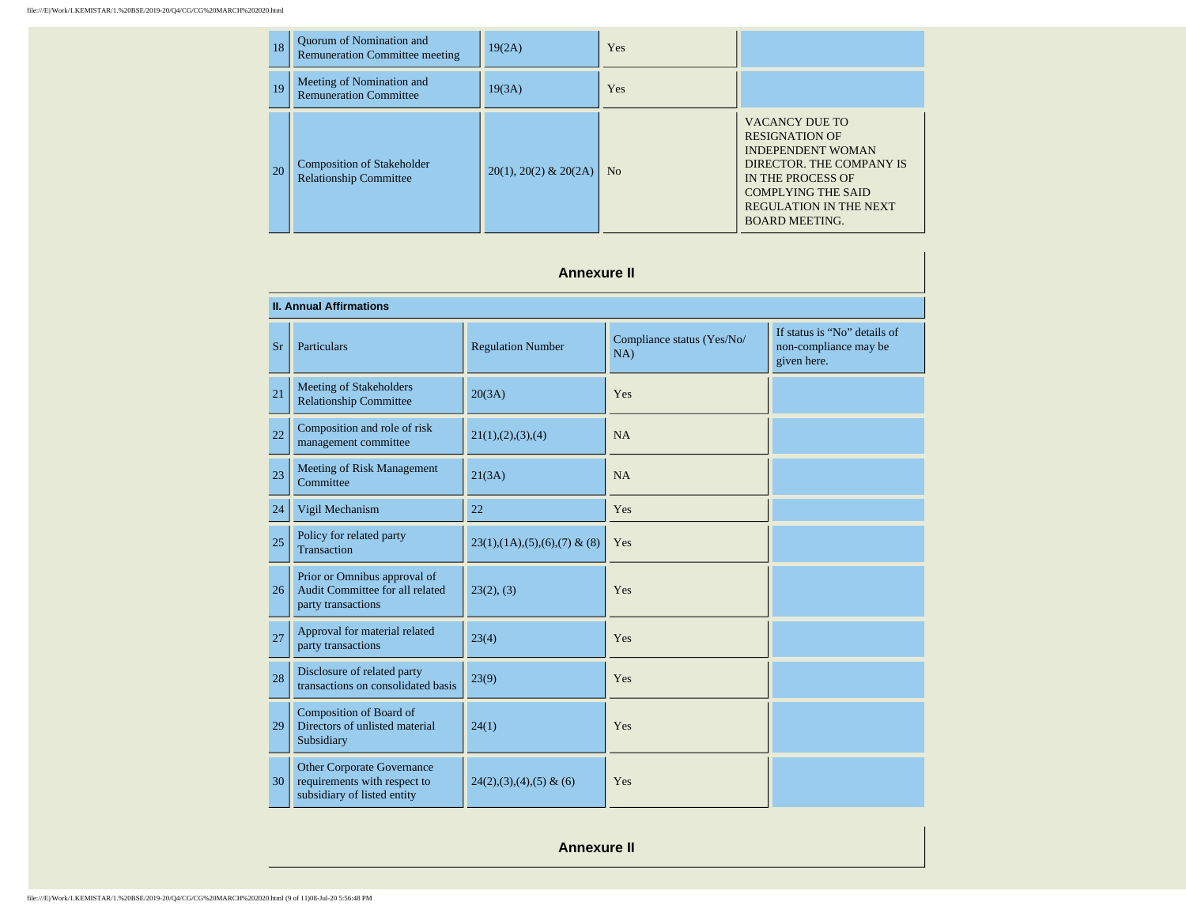| 18 | Quorum of Nomination and Remuneration Committee meeting | 19(2A) | Yes | |
|---|---|---|---|---|
| 19 | Meeting of Nomination and Remuneration Committee | 19(3A) | Yes | |
| 20 | Composition of Stakeholder Relationship Committee | 20(1), 20(2) & 20(2A) | No | VACANCY DUE TO RESIGNATION OF INDEPENDENT WOMAN DIRECTOR. THE COMPANY IS IN THE PROCESS OF COMPLYING THE SAID REGULATION IN THE NEXT BOARD MEETING. |

## Annexure II

**II. Annual Affirmations**

| Sr | Particulars | Regulation Number | Compliance status (Yes/No/ NA) | If status is "No" details of non-compliance may be given here. |
|---|---|---|---|---|
| 21 | Meeting of Stakeholders Relationship Committee | 20(3A) | Yes | |
| 22 | Composition and role of risk management committee | 21(1),(2),(3),(4) | NA | |
| 23 | Meeting of Risk Management Committee | 21(3A) | NA | |
| 24 | Vigil Mechanism | 22 | Yes | |
| 25 | Policy for related party Transaction | 23(1),(1A),(5),(6),(7) & (8) | Yes | |
| 26 | Prior or Omnibus approval of Audit Committee for all related party transactions | 23(2), (3) | Yes | |
| 27 | Approval for material related party transactions | 23(4) | Yes | |
| 28 | Disclosure of related party transactions on consolidated basis | 23(9) | Yes | |
| 29 | Composition of Board of Directors of unlisted material Subsidiary | 24(1) | Yes | |
| 30 | Other Corporate Governance requirements with respect to subsidiary of listed entity | 24(2),(3),(4),(5) & (6) | Yes | |

## Annexure II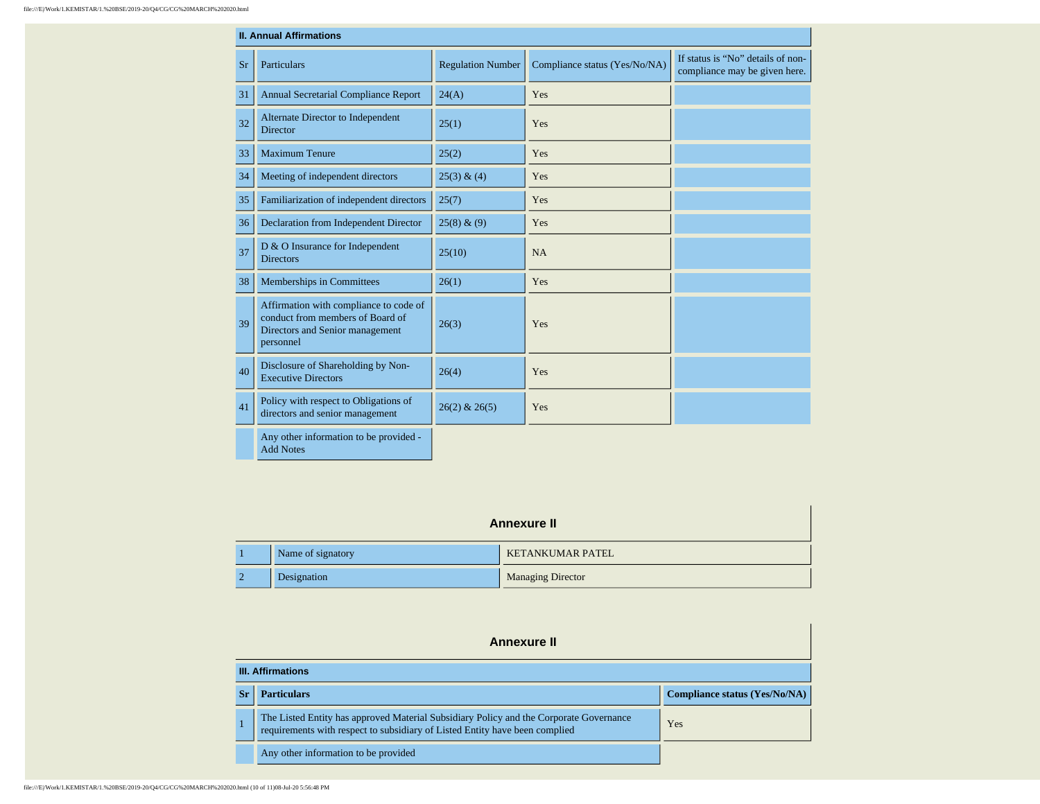## II. Annual Affirmations

| Sr | Particulars | Regulation Number | Compliance status (Yes/No/NA) | If status is "No" details of non-compliance may be given here. |
|---|---|---|---|---|
| 31 | Annual Secretarial Compliance Report | 24(A) | Yes | |
| 32 | Alternate Director to Independent Director | 25(1) | Yes | |
| 33 | Maximum Tenure | 25(2) | Yes | |
| 34 | Meeting of independent directors | 25(3) & (4) | Yes | |
| 35 | Familiarization of independent directors | 25(7) | Yes | |
| 36 | Declaration from Independent Director | 25(8) & (9) | Yes | |
| 37 | D & O Insurance for Independent Directors | 25(10) | NA | |
| 38 | Memberships in Committees | 26(1) | Yes | |
| 39 | Affirmation with compliance to code of conduct from members of Board of Directors and Senior management personnel | 26(3) | Yes | |
| 40 | Disclosure of Shareholding by Non-Executive Directors | 26(4) | Yes | |
| 41 | Policy with respect to Obligations of directors and senior management | 26(2) & 26(5) | Yes | |
| | Any other information to be provided - Add Notes | | | |

## Annexure II

| | | |
|---|---|---|
| 1 | Name of signatory | KETANKUMAR PATEL |
| 2 | Designation | Managing Director |

## Annexure II

### III. Affirmations

| Sr | Particulars | Compliance status (Yes/No/NA) |
|---|---|---|
| 1 | The Listed Entity has approved Material Subsidiary Policy and the Corporate Governance requirements with respect to subsidiary of Listed Entity have been complied | Yes |
| | Any other information to be provided | |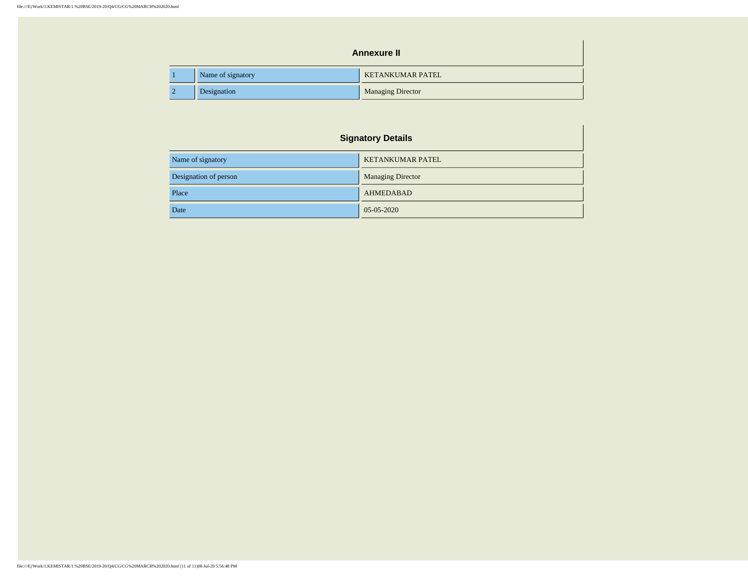## Annexure II

| | | |
|---|---|---|
| 1 | Name of signatory | KETANKUMAR PATEL |
| 2 | Designation | Managing Director |

## Signatory Details

| | |
|---|---|
| Name of signatory | KETANKUMAR PATEL |
| Designation of person | Managing Director |
| Place | AHMEDABAD |
| Date | 05-05-2020 |